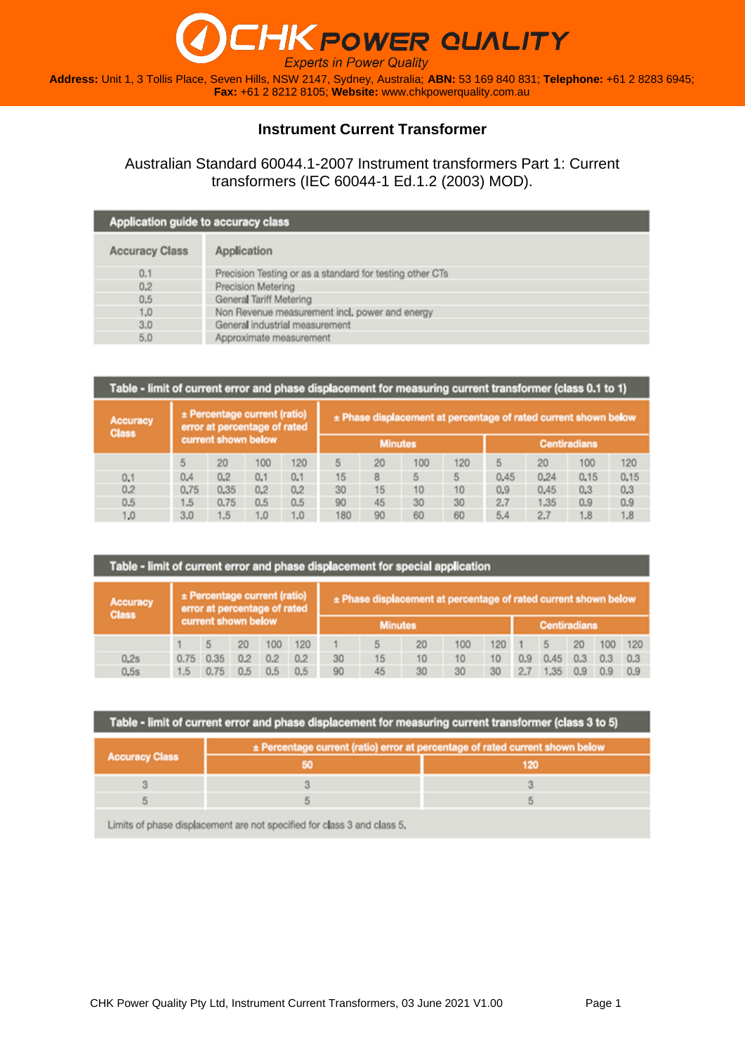# CHK POWER QUALITY

*Experts in Power Quality*

**Address:** Unit 1, 3 Tollis Place, Seven Hills, NSW 2147, Sydney, Australia; **ABN:** 53 169 840 831; **Telephone:** +61 2 8283 6945; **Fax:** +61 2 8212 8105; **Website:** www.chkpowerquality.com.au

## Instrument Current Transformer

Australian Standard 60044.1-2007 Instrument transformers Part 1: Current transformers (IEC 60044-1 Ed.1.2 (2003) MOD).

**Application guide to accuracy class**

| Accuracy Class | Application |
|---|---|
| 0.1 | Precision Testing or as a standard for testing other CTs |
| 0.2 | Precision Metering |
| 0.5 | General Tariff Metering |
| 1.0 | Non Revenue measurement incl. power and energy |
| 3.0 | General industrial measurement |
| 5.0 | Approximate measurement |

**Table - limit of current error and phase displacement for measuring current transformer (class 0.1 to 1)**

| Accuracy Class | ± Percentage current (ratio) error at percentage of rated current shown below | | | | ± Phase displacement at percentage of rated current shown below | | | | | | | |
|---|---|---|---|---|---|---|---|---|---|---|---|---|
| | | | | | Minutes | | | | Centiradians | | | |
| | 5 | 20 | 100 | 120 | 5 | 20 | 100 | 120 | 5 | 20 | 100 | 120 |
| 0.1 | 0.4 | 0.2 | 0.1 | 0.1 | 15 | 8 | 5 | 5 | 0.45 | 0.24 | 0.15 | 0.15 |
| 0.2 | 0.75 | 0.35 | 0.2 | 0.2 | 30 | 15 | 10 | 10 | 0.9 | 0.45 | 0.3 | 0.3 |
| 0.5 | 1.5 | 0.75 | 0.5 | 0.5 | 90 | 45 | 30 | 30 | 2.7 | 1.35 | 0.9 | 0.9 |
| 1.0 | 3.0 | 1.5 | 1.0 | 1.0 | 180 | 90 | 60 | 60 | 5.4 | 2.7 | 1.8 | 1.8 |

**Table - limit of current error and phase displacement for special application**

| Accuracy Class | ± Percentage current (ratio) error at percentage of rated current shown below | | | | | ± Phase displacement at percentage of rated current shown below | | | | | | | | | |
|---|---|---|---|---|---|---|---|---|---|---|---|---|---|---|---|
| | | | | | | Minutes | | | | | Centiradians | | | | |
| | 1 | 5 | 20 | 100 | 120 | 1 | 5 | 20 | 100 | 120 | 1 | 5 | 20 | 100 | 120 |
| 0.2s | 0.75 | 0.35 | 0.2 | 0.2 | 0.2 | 30 | 15 | 10 | 10 | 10 | 0.9 | 0.45 | 0.3 | 0.3 | 0.3 |
| 0.5s | 1.5 | 0.75 | 0.5 | 0.5 | 0.5 | 90 | 45 | 30 | 30 | 30 | 2.7 | 1.35 | 0.9 | 0.9 | 0.9 |

**Table - limit of current error and phase displacement for measuring current transformer (class 3 to 5)**

| Accuracy Class | ± Percentage current (ratio) error at percentage of rated current shown below | |
|---|---|---|
| | 50 | 120 |
| 3 | 3 | 3 |
| 5 | 5 | 5 |

Limits of phase displacement are not specified for class 3 and class 5.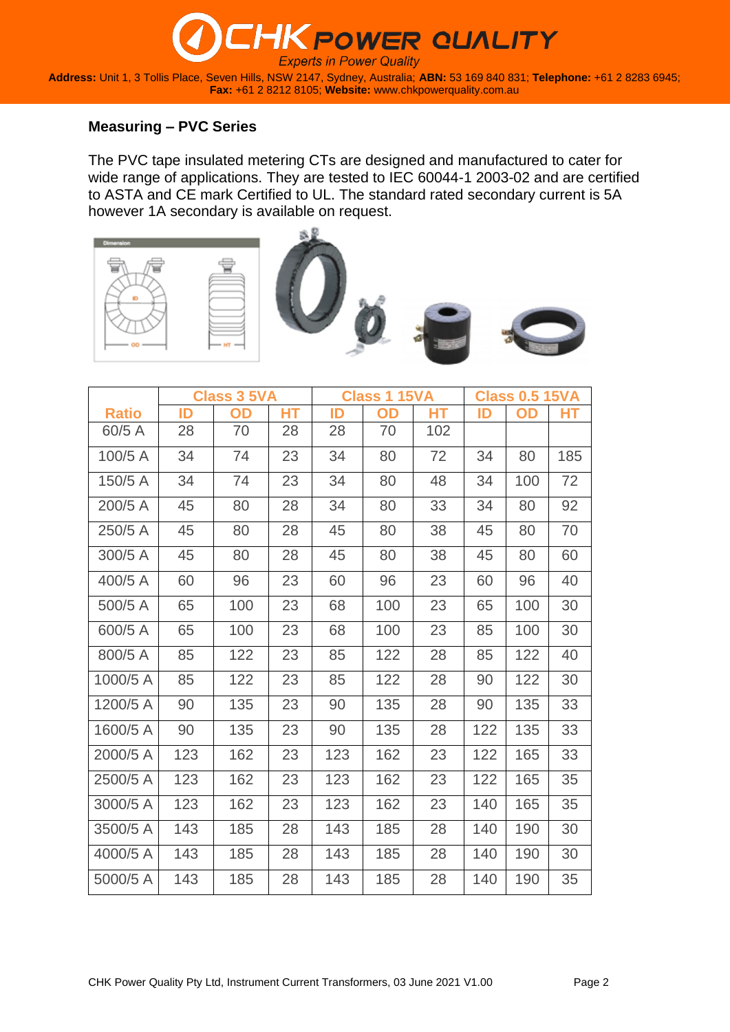## Measuring – PVC Series

The PVC tape insulated metering CTs are designed and manufactured to cater for wide range of applications. They are tested to IEC 60044-1 2003-02 and are certified to ASTA and CE mark Certified to UL. The standard rated secondary current is 5A however 1A secondary is available on request.

| | Class 3 5VA | | | Class 1 15VA | | | Class 0.5 15VA | | |
|---|---|---|---|---|---|---|---|---|---|
| Ratio | ID | OD | HT | ID | OD | HT | ID | OD | HT |
| 60/5 A | 28 | 70 | 28 | 28 | 70 | 102 | | | |
| 100/5 A | 34 | 74 | 23 | 34 | 80 | 72 | 34 | 80 | 185 |
| 150/5 A | 34 | 74 | 23 | 34 | 80 | 48 | 34 | 100 | 72 |
| 200/5 A | 45 | 80 | 28 | 34 | 80 | 33 | 34 | 80 | 92 |
| 250/5 A | 45 | 80 | 28 | 45 | 80 | 38 | 45 | 80 | 70 |
| 300/5 A | 45 | 80 | 28 | 45 | 80 | 38 | 45 | 80 | 60 |
| 400/5 A | 60 | 96 | 23 | 60 | 96 | 23 | 60 | 96 | 40 |
| 500/5 A | 65 | 100 | 23 | 68 | 100 | 23 | 65 | 100 | 30 |
| 600/5 A | 65 | 100 | 23 | 68 | 100 | 23 | 85 | 100 | 30 |
| 800/5 A | 85 | 122 | 23 | 85 | 122 | 28 | 85 | 122 | 40 |
| 1000/5 A | 85 | 122 | 23 | 85 | 122 | 28 | 90 | 122 | 30 |
| 1200/5 A | 90 | 135 | 23 | 90 | 135 | 28 | 90 | 135 | 33 |
| 1600/5 A | 90 | 135 | 23 | 90 | 135 | 28 | 122 | 135 | 33 |
| 2000/5 A | 123 | 162 | 23 | 123 | 162 | 23 | 122 | 165 | 33 |
| 2500/5 A | 123 | 162 | 23 | 123 | 162 | 23 | 122 | 165 | 35 |
| 3000/5 A | 123 | 162 | 23 | 123 | 162 | 23 | 140 | 165 | 35 |
| 3500/5 A | 143 | 185 | 28 | 143 | 185 | 28 | 140 | 190 | 30 |
| 4000/5 A | 143 | 185 | 28 | 143 | 185 | 28 | 140 | 190 | 30 |
| 5000/5 A | 143 | 185 | 28 | 143 | 185 | 28 | 140 | 190 | 35 |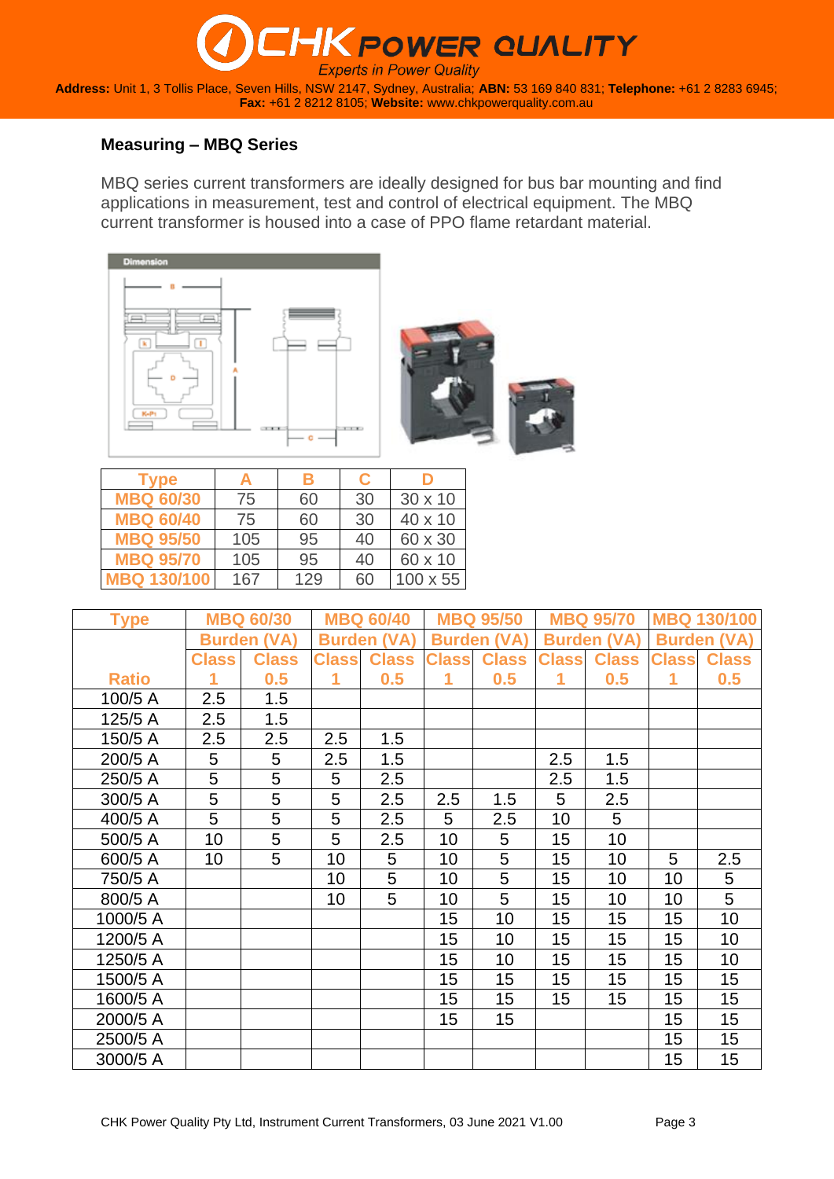## Measuring – MBQ Series

MBQ series current transformers are ideally designed for bus bar mounting and find applications in measurement, test and control of electrical equipment. The MBQ current transformer is housed into a case of PPO flame retardant material.

| Type | A | B | C | D |
|---|---|---|---|---|
| MBQ 60/30 | 75 | 60 | 30 | 30 x 10 |
| MBQ 60/40 | 75 | 60 | 30 | 40 x 10 |
| MBQ 95/50 | 105 | 95 | 40 | 60 x 30 |
| MBQ 95/70 | 105 | 95 | 40 | 60 x 10 |
| MBQ 130/100 | 167 | 129 | 60 | 100 x 55 |

| Type | MBQ 60/30 | | MBQ 60/40 | | MBQ 95/50 | | MBQ 95/70 | | MBQ 130/100 | |
|---|---|---|---|---|---|---|---|---|---|---|
| | Burden (VA) | | Burden (VA) | | Burden (VA) | | Burden (VA) | | Burden (VA) | |
| Ratio | Class 1 | Class 0.5 | Class 1 | Class 0.5 | Class 1 | Class 0.5 | Class 1 | Class 0.5 | Class 1 | Class 0.5 |
| 100/5 A | 2.5 | 1.5 | | | | | | | | |
| 125/5 A | 2.5 | 1.5 | | | | | | | | |
| 150/5 A | 2.5 | 2.5 | 2.5 | 1.5 | | | | | | |
| 200/5 A | 5 | 5 | 2.5 | 1.5 | | | 2.5 | 1.5 | | |
| 250/5 A | 5 | 5 | 5 | 2.5 | | | 2.5 | 1.5 | | |
| 300/5 A | 5 | 5 | 5 | 2.5 | 2.5 | 1.5 | 5 | 2.5 | | |
| 400/5 A | 5 | 5 | 5 | 2.5 | 5 | 2.5 | 10 | 5 | | |
| 500/5 A | 10 | 5 | 5 | 2.5 | 10 | 5 | 15 | 10 | | |
| 600/5 A | 10 | 5 | 10 | 5 | 10 | 5 | 15 | 10 | 5 | 2.5 |
| 750/5 A | | | 10 | 5 | 10 | 5 | 15 | 10 | 10 | 5 |
| 800/5 A | | | 10 | 5 | 10 | 5 | 15 | 10 | 10 | 5 |
| 1000/5 A | | | | | 15 | 10 | 15 | 15 | 15 | 10 |
| 1200/5 A | | | | | 15 | 10 | 15 | 15 | 15 | 10 |
| 1250/5 A | | | | | 15 | 10 | 15 | 15 | 15 | 10 |
| 1500/5 A | | | | | 15 | 15 | 15 | 15 | 15 | 15 |
| 1600/5 A | | | | | 15 | 15 | 15 | 15 | 15 | 15 |
| 2000/5 A | | | | | 15 | 15 | | | 15 | 15 |
| 2500/5 A | | | | | | | | | 15 | 15 |
| 3000/5 A | | | | | | | | | 15 | 15 |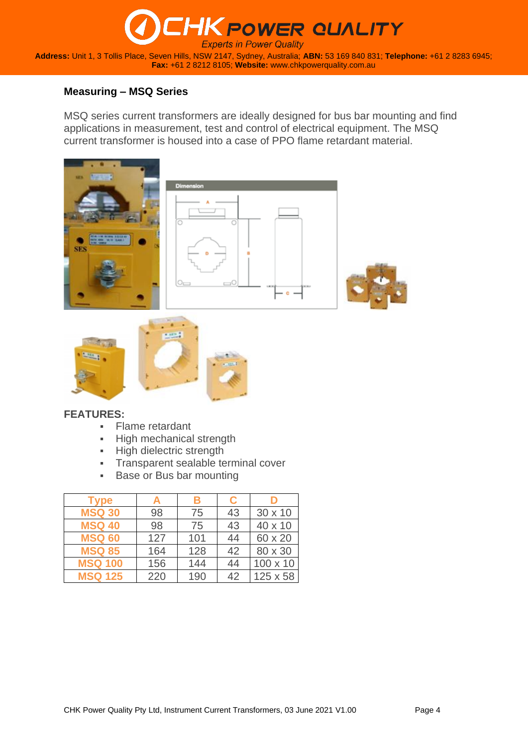## Measuring – MSQ Series

MSQ series current transformers are ideally designed for bus bar mounting and find applications in measurement, test and control of electrical equipment. The MSQ current transformer is housed into a case of PPO flame retardant material.

**FEATURES:**

- Flame retardant
- High mechanical strength
- High dielectric strength
- Transparent sealable terminal cover
- Base or Bus bar mounting

| Type | A | B | C | D |
|---|---|---|---|---|
| MSQ 30 | 98 | 75 | 43 | 30 x 10 |
| MSQ 40 | 98 | 75 | 43 | 40 x 10 |
| MSQ 60 | 127 | 101 | 44 | 60 x 20 |
| MSQ 85 | 164 | 128 | 42 | 80 x 30 |
| MSQ 100 | 156 | 144 | 44 | 100 x 10 |
| MSQ 125 | 220 | 190 | 42 | 125 x 58 |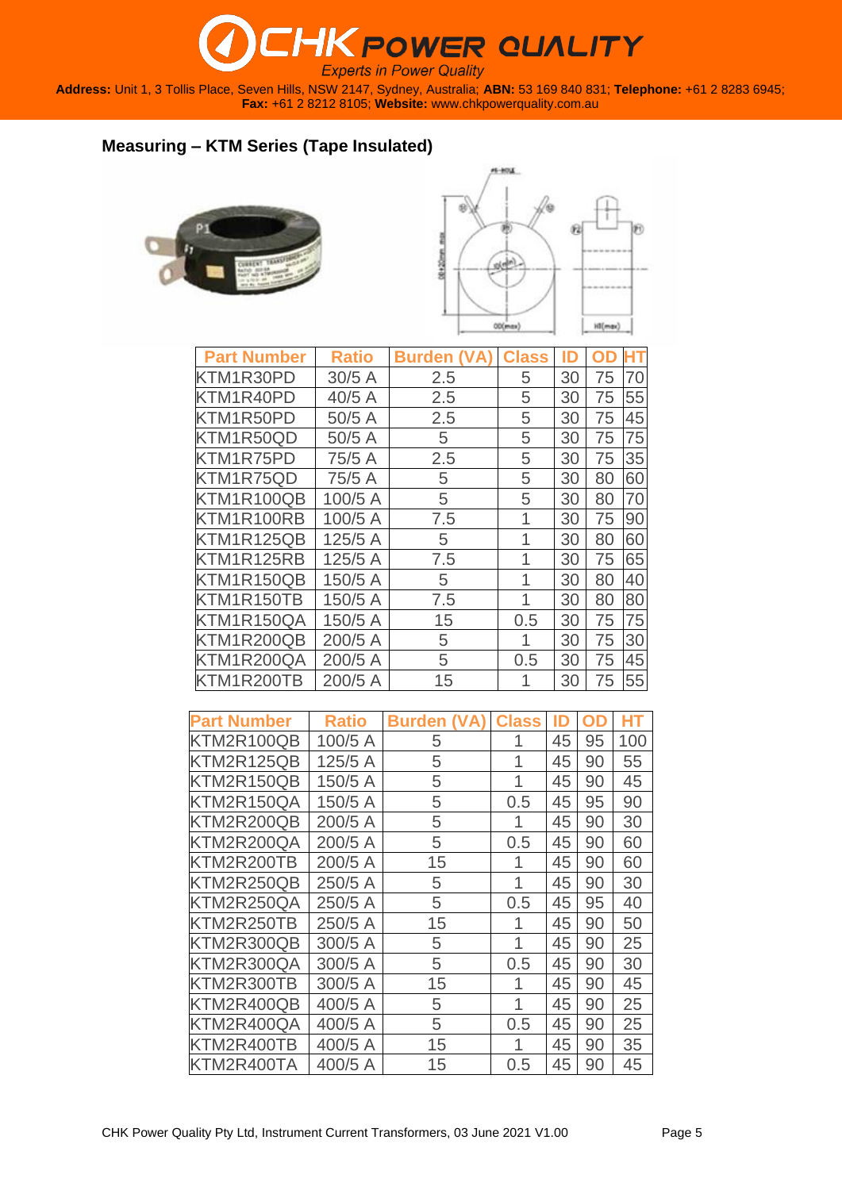## Measuring – KTM Series (Tape Insulated)

| Part Number | Ratio | Burden (VA) | Class | ID | OD | HT |
|---|---|---|---|---|---|---|
| KTM1R30PD | 30/5 A | 2.5 | 5 | 30 | 75 | 70 |
| KTM1R40PD | 40/5 A | 2.5 | 5 | 30 | 75 | 55 |
| KTM1R50PD | 50/5 A | 2.5 | 5 | 30 | 75 | 45 |
| KTM1R50QD | 50/5 A | 5 | 5 | 30 | 75 | 75 |
| KTM1R75PD | 75/5 A | 2.5 | 5 | 30 | 75 | 35 |
| KTM1R75QD | 75/5 A | 5 | 5 | 30 | 80 | 60 |
| KTM1R100QB | 100/5 A | 5 | 5 | 30 | 80 | 70 |
| KTM1R100RB | 100/5 A | 7.5 | 1 | 30 | 75 | 90 |
| KTM1R125QB | 125/5 A | 5 | 1 | 30 | 80 | 60 |
| KTM1R125RB | 125/5 A | 7.5 | 1 | 30 | 75 | 65 |
| KTM1R150QB | 150/5 A | 5 | 1 | 30 | 80 | 40 |
| KTM1R150TB | 150/5 A | 7.5 | 1 | 30 | 80 | 80 |
| KTM1R150QA | 150/5 A | 15 | 0.5 | 30 | 75 | 75 |
| KTM1R200QB | 200/5 A | 5 | 1 | 30 | 75 | 30 |
| KTM1R200QA | 200/5 A | 5 | 0.5 | 30 | 75 | 45 |
| KTM1R200TB | 200/5 A | 15 | 1 | 30 | 75 | 55 |

| Part Number | Ratio | Burden (VA) | Class | ID | OD | HT |
|---|---|---|---|---|---|---|
| KTM2R100QB | 100/5 A | 5 | 1 | 45 | 95 | 100 |
| KTM2R125QB | 125/5 A | 5 | 1 | 45 | 90 | 55 |
| KTM2R150QB | 150/5 A | 5 | 1 | 45 | 90 | 45 |
| KTM2R150QA | 150/5 A | 5 | 0.5 | 45 | 95 | 90 |
| KTM2R200QB | 200/5 A | 5 | 1 | 45 | 90 | 30 |
| KTM2R200QA | 200/5 A | 5 | 0.5 | 45 | 90 | 60 |
| KTM2R200TB | 200/5 A | 15 | 1 | 45 | 90 | 60 |
| KTM2R250QB | 250/5 A | 5 | 1 | 45 | 90 | 30 |
| KTM2R250QA | 250/5 A | 5 | 0.5 | 45 | 95 | 40 |
| KTM2R250TB | 250/5 A | 15 | 1 | 45 | 90 | 50 |
| KTM2R300QB | 300/5 A | 5 | 1 | 45 | 90 | 25 |
| KTM2R300QA | 300/5 A | 5 | 0.5 | 45 | 90 | 30 |
| KTM2R300TB | 300/5 A | 15 | 1 | 45 | 90 | 45 |
| KTM2R400QB | 400/5 A | 5 | 1 | 45 | 90 | 25 |
| KTM2R400QA | 400/5 A | 5 | 0.5 | 45 | 90 | 25 |
| KTM2R400TB | 400/5 A | 15 | 1 | 45 | 90 | 35 |
| KTM2R400TA | 400/5 A | 15 | 0.5 | 45 | 90 | 45 |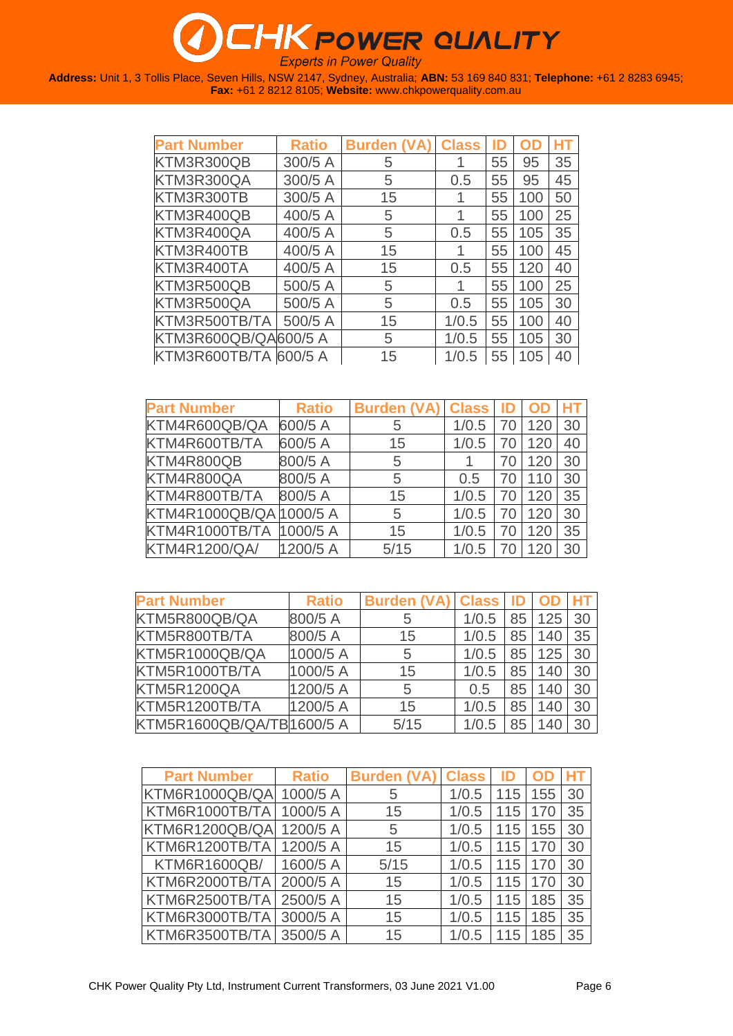| Part Number | Ratio | Burden (VA) | Class | ID | OD | HT |
|---|---|---|---|---|---|---|
| KTM3R300QB | 300/5 A | 5 | 1 | 55 | 95 | 35 |
| KTM3R300QA | 300/5 A | 5 | 0.5 | 55 | 95 | 45 |
| KTM3R300TB | 300/5 A | 15 | 1 | 55 | 100 | 50 |
| KTM3R400QB | 400/5 A | 5 | 1 | 55 | 100 | 25 |
| KTM3R400QA | 400/5 A | 5 | 0.5 | 55 | 105 | 35 |
| KTM3R400TB | 400/5 A | 15 | 1 | 55 | 100 | 45 |
| KTM3R400TA | 400/5 A | 15 | 0.5 | 55 | 120 | 40 |
| KTM3R500QB | 500/5 A | 5 | 1 | 55 | 100 | 25 |
| KTM3R500QA | 500/5 A | 5 | 0.5 | 55 | 105 | 30 |
| KTM3R500TB/TA | 500/5 A | 15 | 1/0.5 | 55 | 100 | 40 |
| KTM3R600QB/QA | 600/5 A | 5 | 1/0.5 | 55 | 105 | 30 |
| KTM3R600TB/TA | 600/5 A | 15 | 1/0.5 | 55 | 105 | 40 |

| Part Number | Ratio | Burden (VA) | Class | ID | OD | HT |
|---|---|---|---|---|---|---|
| KTM4R600QB/QA | 600/5 A | 5 | 1/0.5 | 70 | 120 | 30 |
| KTM4R600TB/TA | 600/5 A | 15 | 1/0.5 | 70 | 120 | 40 |
| KTM4R800QB | 800/5 A | 5 | 1 | 70 | 120 | 30 |
| KTM4R800QA | 800/5 A | 5 | 0.5 | 70 | 110 | 30 |
| KTM4R800TB/TA | 800/5 A | 15 | 1/0.5 | 70 | 120 | 35 |
| KTM4R1000QB/QA | 1000/5 A | 5 | 1/0.5 | 70 | 120 | 30 |
| KTM4R1000TB/TA | 1000/5 A | 15 | 1/0.5 | 70 | 120 | 35 |
| KTM4R1200/QA/ | 1200/5 A | 5/15 | 1/0.5 | 70 | 120 | 30 |

| Part Number | Ratio | Burden (VA) | Class | ID | OD | HT |
|---|---|---|---|---|---|---|
| KTM5R800QB/QA | 800/5 A | 5 | 1/0.5 | 85 | 125 | 30 |
| KTM5R800TB/TA | 800/5 A | 15 | 1/0.5 | 85 | 140 | 35 |
| KTM5R1000QB/QA | 1000/5 A | 5 | 1/0.5 | 85 | 125 | 30 |
| KTM5R1000TB/TA | 1000/5 A | 15 | 1/0.5 | 85 | 140 | 30 |
| KTM5R1200QA | 1200/5 A | 5 | 0.5 | 85 | 140 | 30 |
| KTM5R1200TB/TA | 1200/5 A | 15 | 1/0.5 | 85 | 140 | 30 |
| KTM5R1600QB/QA/TB | 1600/5 A | 5/15 | 1/0.5 | 85 | 140 | 30 |

| Part Number | Ratio | Burden (VA) | Class | ID | OD | HT |
|---|---|---|---|---|---|---|
| KTM6R1000QB/QA | 1000/5 A | 5 | 1/0.5 | 115 | 155 | 30 |
| KTM6R1000TB/TA | 1000/5 A | 15 | 1/0.5 | 115 | 170 | 35 |
| KTM6R1200QB/QA | 1200/5 A | 5 | 1/0.5 | 115 | 155 | 30 |
| KTM6R1200TB/TA | 1200/5 A | 15 | 1/0.5 | 115 | 170 | 30 |
| KTM6R1600QB/ | 1600/5 A | 5/15 | 1/0.5 | 115 | 170 | 30 |
| KTM6R2000TB/TA | 2000/5 A | 15 | 1/0.5 | 115 | 170 | 30 |
| KTM6R2500TB/TA | 2500/5 A | 15 | 1/0.5 | 115 | 185 | 35 |
| KTM6R3000TB/TA | 3000/5 A | 15 | 1/0.5 | 115 | 185 | 35 |
| KTM6R3500TB/TA | 3500/5 A | 15 | 1/0.5 | 115 | 185 | 35 |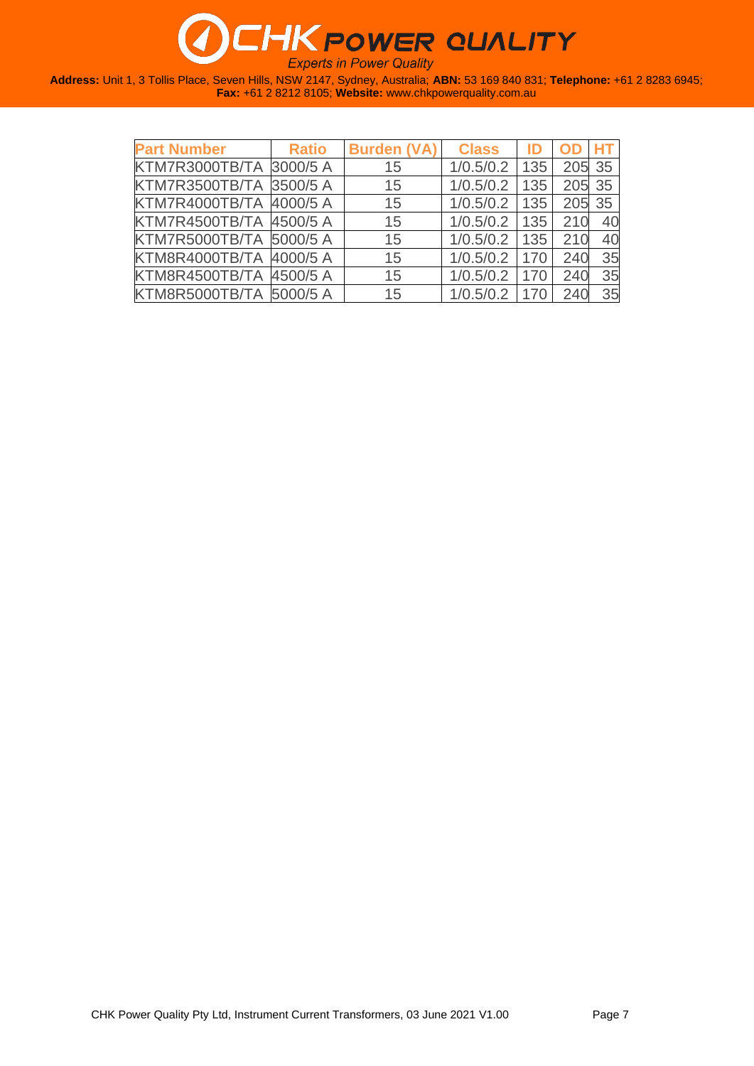| Part Number | Ratio | Burden (VA) | Class | ID | OD | HT |
|---|---|---|---|---|---|---|
| KTM7R3000TB/TA | 3000/5 A | 15 | 1/0.5/0.2 | 135 | 205 | 35 |
| KTM7R3500TB/TA | 3500/5 A | 15 | 1/0.5/0.2 | 135 | 205 | 35 |
| KTM7R4000TB/TA | 4000/5 A | 15 | 1/0.5/0.2 | 135 | 205 | 35 |
| KTM7R4500TB/TA | 4500/5 A | 15 | 1/0.5/0.2 | 135 | 210 | 40 |
| KTM7R5000TB/TA | 5000/5 A | 15 | 1/0.5/0.2 | 135 | 210 | 40 |
| KTM8R4000TB/TA | 4000/5 A | 15 | 1/0.5/0.2 | 170 | 240 | 35 |
| KTM8R4500TB/TA | 4500/5 A | 15 | 1/0.5/0.2 | 170 | 240 | 35 |
| KTM8R5000TB/TA | 5000/5 A | 15 | 1/0.5/0.2 | 170 | 240 | 35 |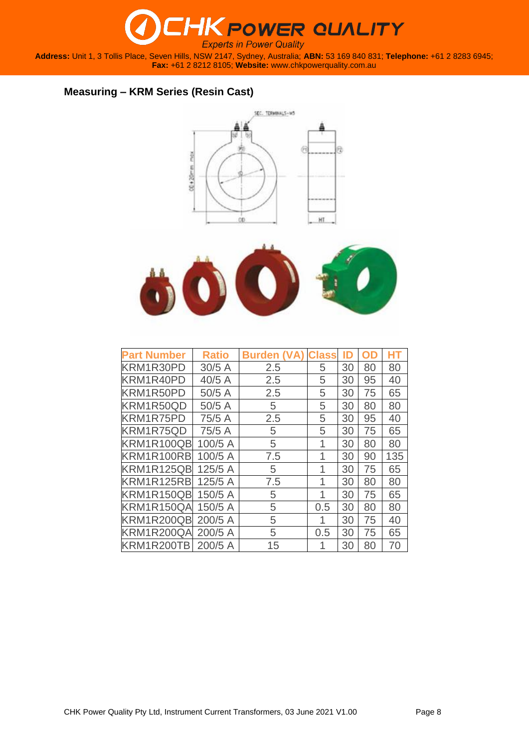## Measuring – KRM Series (Resin Cast)

| Part Number | Ratio | Burden (VA) | Class | ID | OD | HT |
|---|---|---|---|---|---|---|
| KRM1R30PD | 30/5 A | 2.5 | 5 | 30 | 80 | 80 |
| KRM1R40PD | 40/5 A | 2.5 | 5 | 30 | 95 | 40 |
| KRM1R50PD | 50/5 A | 2.5 | 5 | 30 | 75 | 65 |
| KRM1R50QD | 50/5 A | 5 | 5 | 30 | 80 | 80 |
| KRM1R75PD | 75/5 A | 2.5 | 5 | 30 | 95 | 40 |
| KRM1R75QD | 75/5 A | 5 | 5 | 30 | 75 | 65 |
| KRM1R100QB | 100/5 A | 5 | 1 | 30 | 80 | 80 |
| KRM1R100RB | 100/5 A | 7.5 | 1 | 30 | 90 | 135 |
| KRM1R125QB | 125/5 A | 5 | 1 | 30 | 75 | 65 |
| KRM1R125RB | 125/5 A | 7.5 | 1 | 30 | 80 | 80 |
| KRM1R150QB | 150/5 A | 5 | 1 | 30 | 75 | 65 |
| KRM1R150QA | 150/5 A | 5 | 0.5 | 30 | 80 | 80 |
| KRM1R200QB | 200/5 A | 5 | 1 | 30 | 75 | 40 |
| KRM1R200QA | 200/5 A | 5 | 0.5 | 30 | 75 | 65 |
| KRM1R200TB | 200/5 A | 15 | 1 | 30 | 80 | 70 |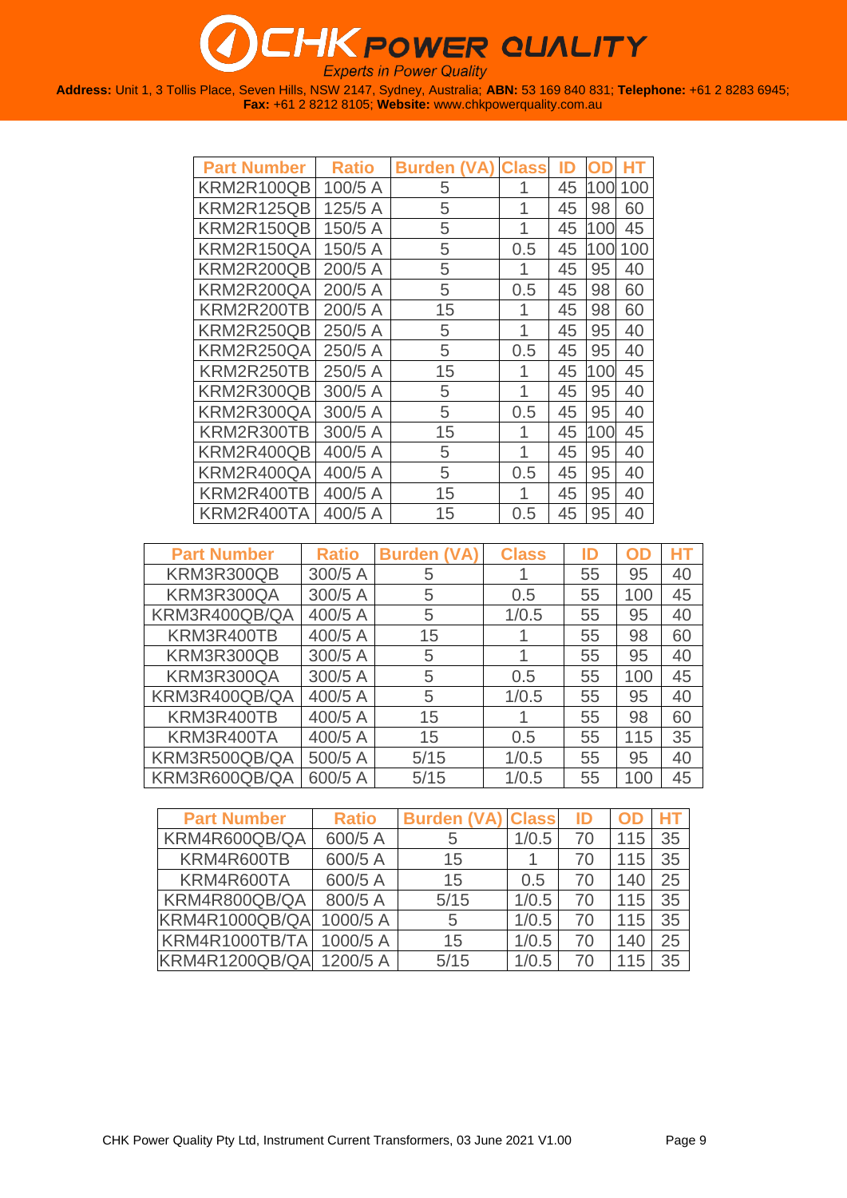| Part Number | Ratio | Burden (VA) | Class | ID | OD | HT |
|---|---|---|---|---|---|---|
| KRM2R100QB | 100/5 A | 5 | 1 | 45 | 100 | 100 |
| KRM2R125QB | 125/5 A | 5 | 1 | 45 | 98 | 60 |
| KRM2R150QB | 150/5 A | 5 | 1 | 45 | 100 | 45 |
| KRM2R150QA | 150/5 A | 5 | 0.5 | 45 | 100 | 100 |
| KRM2R200QB | 200/5 A | 5 | 1 | 45 | 95 | 40 |
| KRM2R200QA | 200/5 A | 5 | 0.5 | 45 | 98 | 60 |
| KRM2R200TB | 200/5 A | 15 | 1 | 45 | 98 | 60 |
| KRM2R250QB | 250/5 A | 5 | 1 | 45 | 95 | 40 |
| KRM2R250QA | 250/5 A | 5 | 0.5 | 45 | 95 | 40 |
| KRM2R250TB | 250/5 A | 15 | 1 | 45 | 100 | 45 |
| KRM2R300QB | 300/5 A | 5 | 1 | 45 | 95 | 40 |
| KRM2R300QA | 300/5 A | 5 | 0.5 | 45 | 95 | 40 |
| KRM2R300TB | 300/5 A | 15 | 1 | 45 | 100 | 45 |
| KRM2R400QB | 400/5 A | 5 | 1 | 45 | 95 | 40 |
| KRM2R400QA | 400/5 A | 5 | 0.5 | 45 | 95 | 40 |
| KRM2R400TB | 400/5 A | 15 | 1 | 45 | 95 | 40 |
| KRM2R400TA | 400/5 A | 15 | 0.5 | 45 | 95 | 40 |

| Part Number | Ratio | Burden (VA) | Class | ID | OD | HT |
|---|---|---|---|---|---|---|
| KRM3R300QB | 300/5 A | 5 | 1 | 55 | 95 | 40 |
| KRM3R300QA | 300/5 A | 5 | 0.5 | 55 | 100 | 45 |
| KRM3R400QB/QA | 400/5 A | 5 | 1/0.5 | 55 | 95 | 40 |
| KRM3R400TB | 400/5 A | 15 | 1 | 55 | 98 | 60 |
| KRM3R300QB | 300/5 A | 5 | 1 | 55 | 95 | 40 |
| KRM3R300QA | 300/5 A | 5 | 0.5 | 55 | 100 | 45 |
| KRM3R400QB/QA | 400/5 A | 5 | 1/0.5 | 55 | 95 | 40 |
| KRM3R400TB | 400/5 A | 15 | 1 | 55 | 98 | 60 |
| KRM3R400TA | 400/5 A | 15 | 0.5 | 55 | 115 | 35 |
| KRM3R500QB/QA | 500/5 A | 5/15 | 1/0.5 | 55 | 95 | 40 |
| KRM3R600QB/QA | 600/5 A | 5/15 | 1/0.5 | 55 | 100 | 45 |

| Part Number | Ratio | Burden (VA) | Class | ID | OD | HT |
|---|---|---|---|---|---|---|
| KRM4R600QB/QA | 600/5 A | 5 | 1/0.5 | 70 | 115 | 35 |
| KRM4R600TB | 600/5 A | 15 | 1 | 70 | 115 | 35 |
| KRM4R600TA | 600/5 A | 15 | 0.5 | 70 | 140 | 25 |
| KRM4R800QB/QA | 800/5 A | 5/15 | 1/0.5 | 70 | 115 | 35 |
| KRM4R1000QB/QA | 1000/5 A | 5 | 1/0.5 | 70 | 115 | 35 |
| KRM4R1000TB/TA | 1000/5 A | 15 | 1/0.5 | 70 | 140 | 25 |
| KRM4R1200QB/QA | 1200/5 A | 5/15 | 1/0.5 | 70 | 115 | 35 |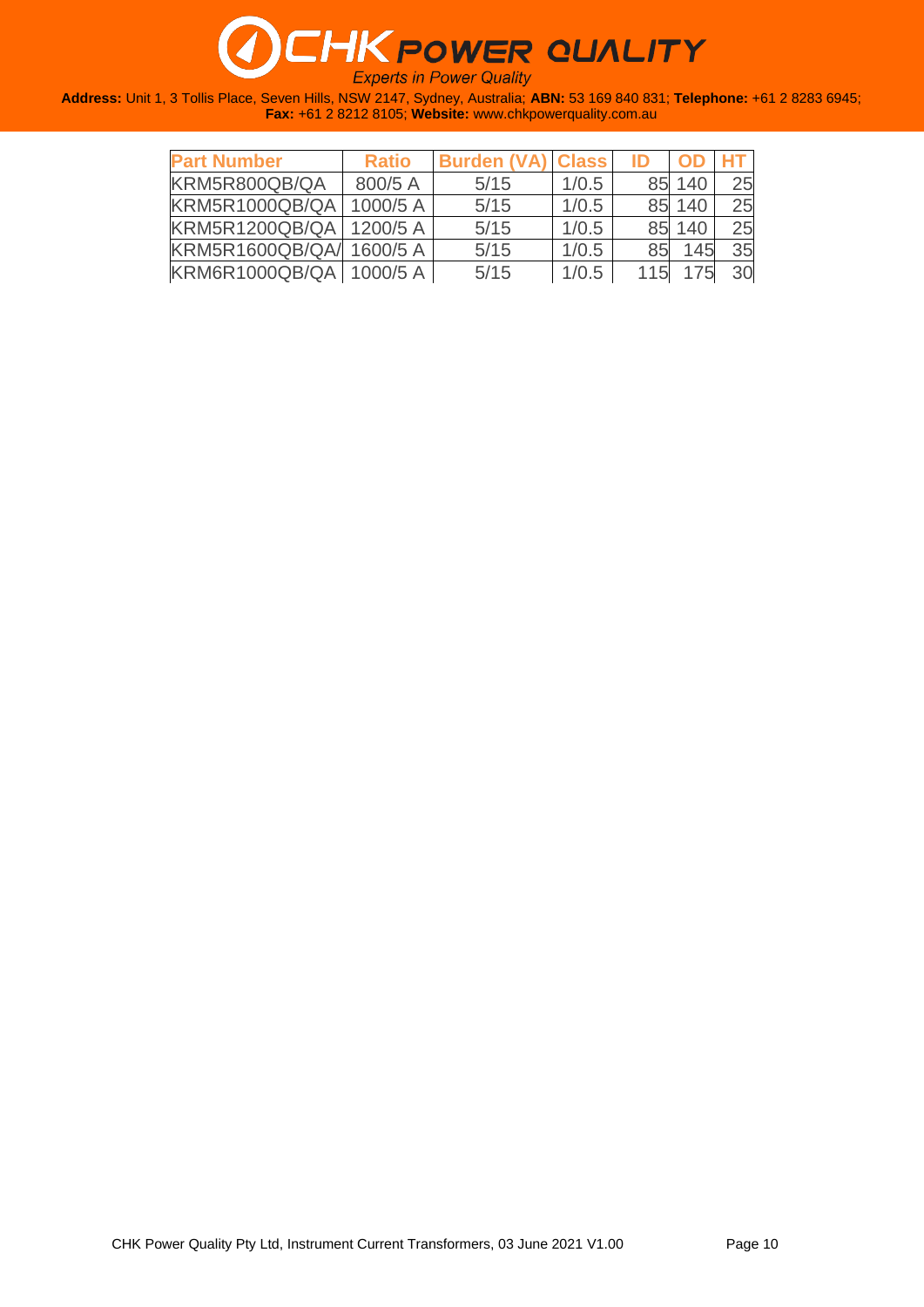| Part Number | Ratio | Burden (VA) | Class | ID | OD | HT |
|---|---|---|---|---|---|---|
| KRM5R800QB/QA | 800/5 A | 5/15 | 1/0.5 | 85 | 140 | 25 |
| KRM5R1000QB/QA | 1000/5 A | 5/15 | 1/0.5 | 85 | 140 | 25 |
| KRM5R1200QB/QA | 1200/5 A | 5/15 | 1/0.5 | 85 | 140 | 25 |
| KRM5R1600QB/QA/ | 1600/5 A | 5/15 | 1/0.5 | 85 | 145 | 35 |
| KRM6R1000QB/QA | 1000/5 A | 5/15 | 1/0.5 | 115 | 175 | 30 |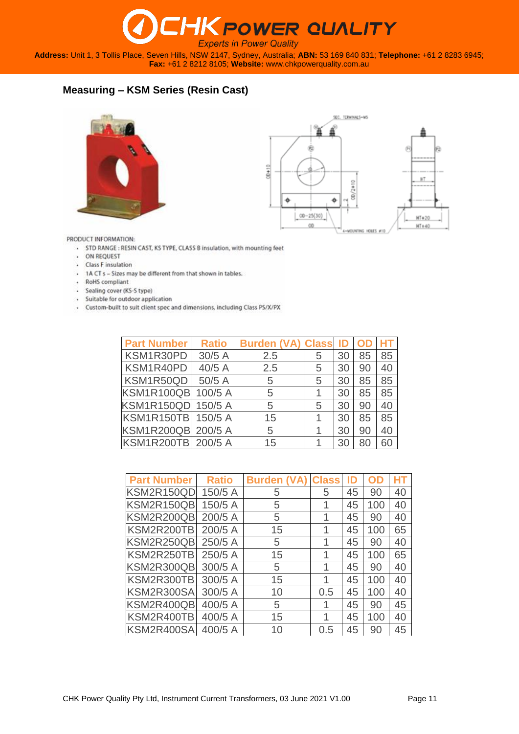## Measuring – KSM Series (Resin Cast)

PRODUCT INFORMATION:

- STD RANGE : RESIN CAST, KS TYPE, CLASS B insulation, with mounting feet
- ON REQUEST
- Class F insulation
- 1A CT s – Sizes may be different from that shown in tables.
- RoHS compliant
- Sealing cover (KS-S type)
- Suitable for outdoor application
- Custom-built to suit client spec and dimensions, including Class PS/X/PX

| Part Number | Ratio | Burden (VA) | Class | ID | OD | HT |
|---|---|---|---|---|---|---|
| KSM1R30PD | 30/5 A | 2.5 | 5 | 30 | 85 | 85 |
| KSM1R40PD | 40/5 A | 2.5 | 5 | 30 | 90 | 40 |
| KSM1R50QD | 50/5 A | 5 | 5 | 30 | 85 | 85 |
| KSM1R100QB | 100/5 A | 5 | 1 | 30 | 85 | 85 |
| KSM1R150QD | 150/5 A | 5 | 5 | 30 | 90 | 40 |
| KSM1R150TB | 150/5 A | 15 | 1 | 30 | 85 | 85 |
| KSM1R200QB | 200/5 A | 5 | 1 | 30 | 90 | 40 |
| KSM1R200TB | 200/5 A | 15 | 1 | 30 | 80 | 60 |

| Part Number | Ratio | Burden (VA) | Class | ID | OD | HT |
|---|---|---|---|---|---|---|
| KSM2R150QD | 150/5 A | 5 | 5 | 45 | 90 | 40 |
| KSM2R150QB | 150/5 A | 5 | 1 | 45 | 100 | 40 |
| KSM2R200QB | 200/5 A | 5 | 1 | 45 | 90 | 40 |
| KSM2R200TB | 200/5 A | 15 | 1 | 45 | 100 | 65 |
| KSM2R250QB | 250/5 A | 5 | 1 | 45 | 90 | 40 |
| KSM2R250TB | 250/5 A | 15 | 1 | 45 | 100 | 65 |
| KSM2R300QB | 300/5 A | 5 | 1 | 45 | 90 | 40 |
| KSM2R300TB | 300/5 A | 15 | 1 | 45 | 100 | 40 |
| KSM2R300SA | 300/5 A | 10 | 0.5 | 45 | 100 | 40 |
| KSM2R400QB | 400/5 A | 5 | 1 | 45 | 90 | 45 |
| KSM2R400TB | 400/5 A | 15 | 1 | 45 | 100 | 40 |
| KSM2R400SA | 400/5 A | 10 | 0.5 | 45 | 90 | 45 |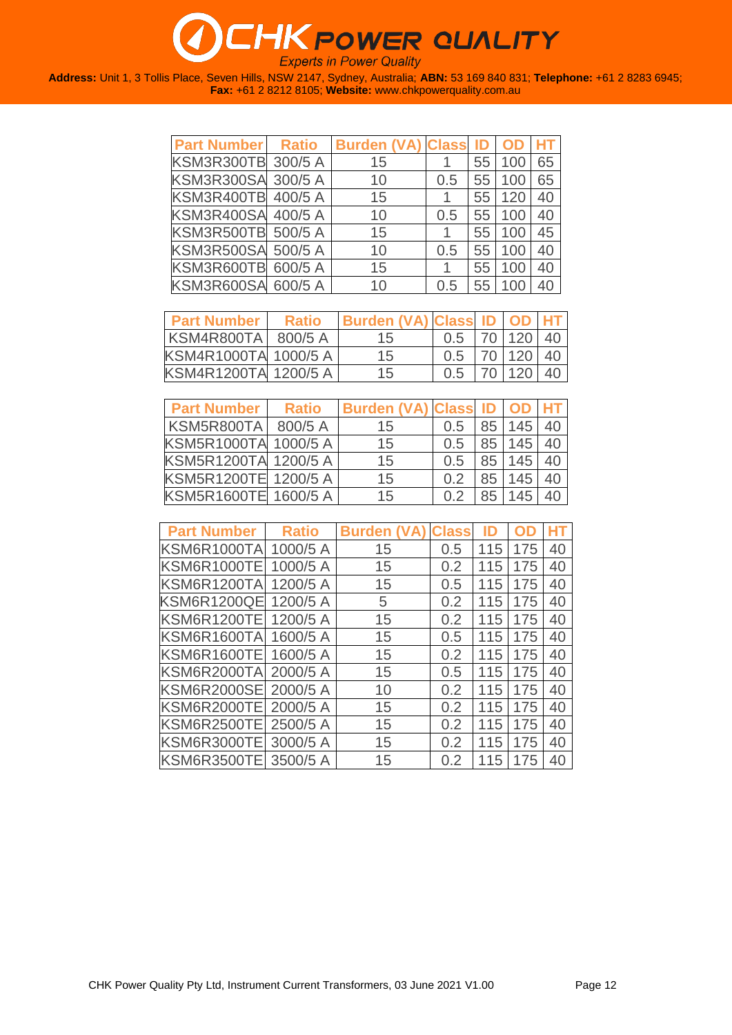| Part Number | Ratio | Burden (VA) | Class | ID | OD | HT |
|---|---|---|---|---|---|---|
| KSM3R300TB | 300/5 A | 15 | 1 | 55 | 100 | 65 |
| KSM3R300SA | 300/5 A | 10 | 0.5 | 55 | 100 | 65 |
| KSM3R400TB | 400/5 A | 15 | 1 | 55 | 120 | 40 |
| KSM3R400SA | 400/5 A | 10 | 0.5 | 55 | 100 | 40 |
| KSM3R500TB | 500/5 A | 15 | 1 | 55 | 100 | 45 |
| KSM3R500SA | 500/5 A | 10 | 0.5 | 55 | 100 | 40 |
| KSM3R600TB | 600/5 A | 15 | 1 | 55 | 100 | 40 |
| KSM3R600SA | 600/5 A | 10 | 0.5 | 55 | 100 | 40 |

| Part Number | Ratio | Burden (VA) | Class | ID | OD | HT |
|---|---|---|---|---|---|---|
| KSM4R800TA | 800/5 A | 15 | 0.5 | 70 | 120 | 40 |
| KSM4R1000TA | 1000/5 A | 15 | 0.5 | 70 | 120 | 40 |
| KSM4R1200TA | 1200/5 A | 15 | 0.5 | 70 | 120 | 40 |

| Part Number | Ratio | Burden (VA) | Class | ID | OD | HT |
|---|---|---|---|---|---|---|
| KSM5R800TA | 800/5 A | 15 | 0.5 | 85 | 145 | 40 |
| KSM5R1000TA | 1000/5 A | 15 | 0.5 | 85 | 145 | 40 |
| KSM5R1200TA | 1200/5 A | 15 | 0.5 | 85 | 145 | 40 |
| KSM5R1200TE | 1200/5 A | 15 | 0.2 | 85 | 145 | 40 |
| KSM5R1600TE | 1600/5 A | 15 | 0.2 | 85 | 145 | 40 |

| Part Number | Ratio | Burden (VA) | Class | ID | OD | HT |
|---|---|---|---|---|---|---|
| KSM6R1000TA | 1000/5 A | 15 | 0.5 | 115 | 175 | 40 |
| KSM6R1000TE | 1000/5 A | 15 | 0.2 | 115 | 175 | 40 |
| KSM6R1200TA | 1200/5 A | 15 | 0.5 | 115 | 175 | 40 |
| KSM6R1200QE | 1200/5 A | 5 | 0.2 | 115 | 175 | 40 |
| KSM6R1200TE | 1200/5 A | 15 | 0.2 | 115 | 175 | 40 |
| KSM6R1600TA | 1600/5 A | 15 | 0.5 | 115 | 175 | 40 |
| KSM6R1600TE | 1600/5 A | 15 | 0.2 | 115 | 175 | 40 |
| KSM6R2000TA | 2000/5 A | 15 | 0.5 | 115 | 175 | 40 |
| KSM6R2000SE | 2000/5 A | 10 | 0.2 | 115 | 175 | 40 |
| KSM6R2000TE | 2000/5 A | 15 | 0.2 | 115 | 175 | 40 |
| KSM6R2500TE | 2500/5 A | 15 | 0.2 | 115 | 175 | 40 |
| KSM6R3000TE | 3000/5 A | 15 | 0.2 | 115 | 175 | 40 |
| KSM6R3500TE | 3500/5 A | 15 | 0.2 | 115 | 175 | 40 |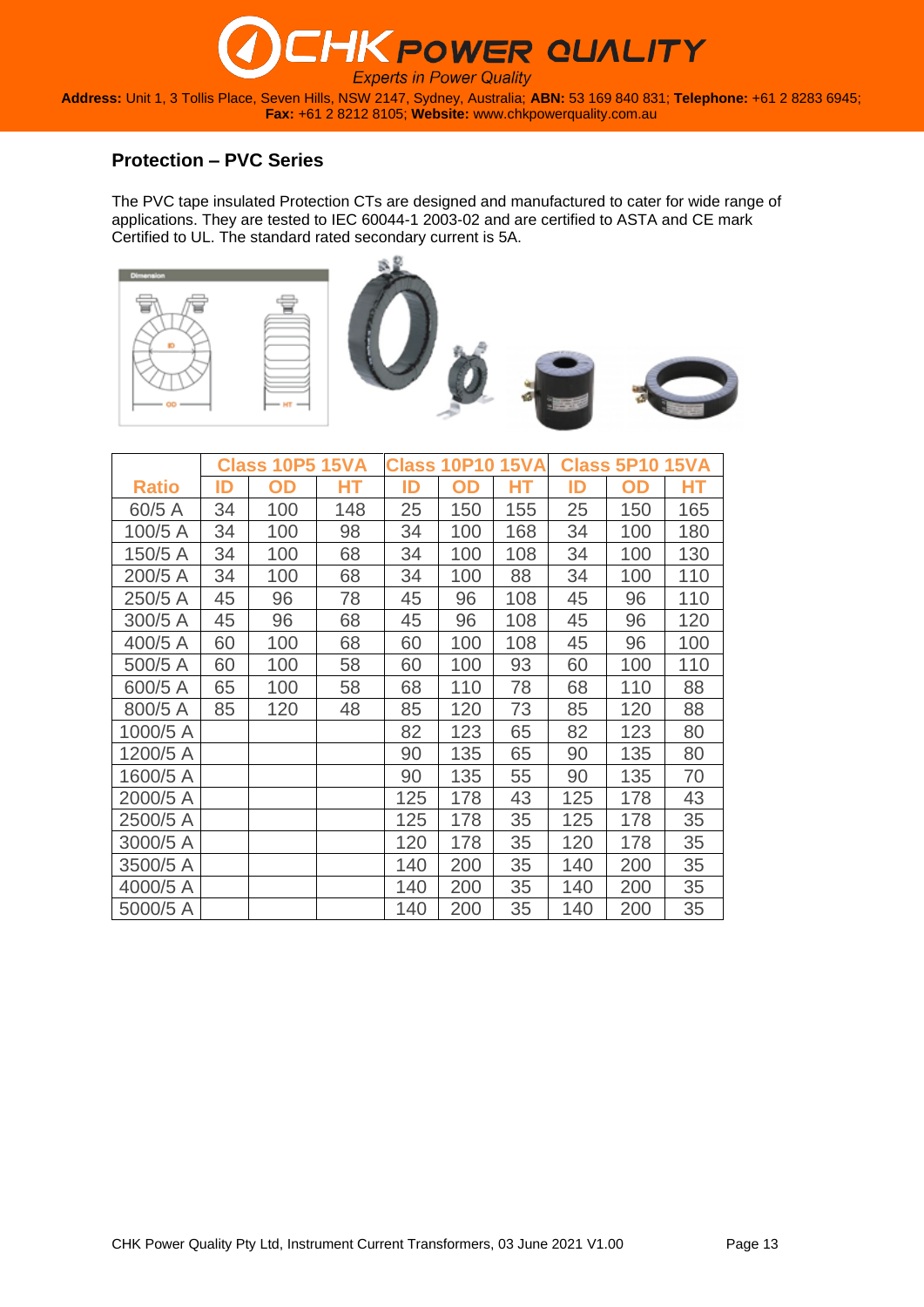## Protection – PVC Series

The PVC tape insulated Protection CTs are designed and manufactured to cater for wide range of applications. They are tested to IEC 60044-1 2003-02 and are certified to ASTA and CE mark Certified to UL. The standard rated secondary current is 5A.

| | Class 10P5 15VA | | | Class 10P10 15VA | | | Class 5P10 15VA | | |
|---|---|---|---|---|---|---|---|---|---|
| Ratio | ID | OD | HT | ID | OD | HT | ID | OD | HT |
| 60/5 A | 34 | 100 | 148 | 25 | 150 | 155 | 25 | 150 | 165 |
| 100/5 A | 34 | 100 | 98 | 34 | 100 | 168 | 34 | 100 | 180 |
| 150/5 A | 34 | 100 | 68 | 34 | 100 | 108 | 34 | 100 | 130 |
| 200/5 A | 34 | 100 | 68 | 34 | 100 | 88 | 34 | 100 | 110 |
| 250/5 A | 45 | 96 | 78 | 45 | 96 | 108 | 45 | 96 | 110 |
| 300/5 A | 45 | 96 | 68 | 45 | 96 | 108 | 45 | 96 | 120 |
| 400/5 A | 60 | 100 | 68 | 60 | 100 | 108 | 45 | 96 | 100 |
| 500/5 A | 60 | 100 | 58 | 60 | 100 | 93 | 60 | 100 | 110 |
| 600/5 A | 65 | 100 | 58 | 68 | 110 | 78 | 68 | 110 | 88 |
| 800/5 A | 85 | 120 | 48 | 85 | 120 | 73 | 85 | 120 | 88 |
| 1000/5 A | | | | 82 | 123 | 65 | 82 | 123 | 80 |
| 1200/5 A | | | | 90 | 135 | 65 | 90 | 135 | 80 |
| 1600/5 A | | | | 90 | 135 | 55 | 90 | 135 | 70 |
| 2000/5 A | | | | 125 | 178 | 43 | 125 | 178 | 43 |
| 2500/5 A | | | | 125 | 178 | 35 | 125 | 178 | 35 |
| 3000/5 A | | | | 120 | 178 | 35 | 120 | 178 | 35 |
| 3500/5 A | | | | 140 | 200 | 35 | 140 | 200 | 35 |
| 4000/5 A | | | | 140 | 200 | 35 | 140 | 200 | 35 |
| 5000/5 A | | | | 140 | 200 | 35 | 140 | 200 | 35 |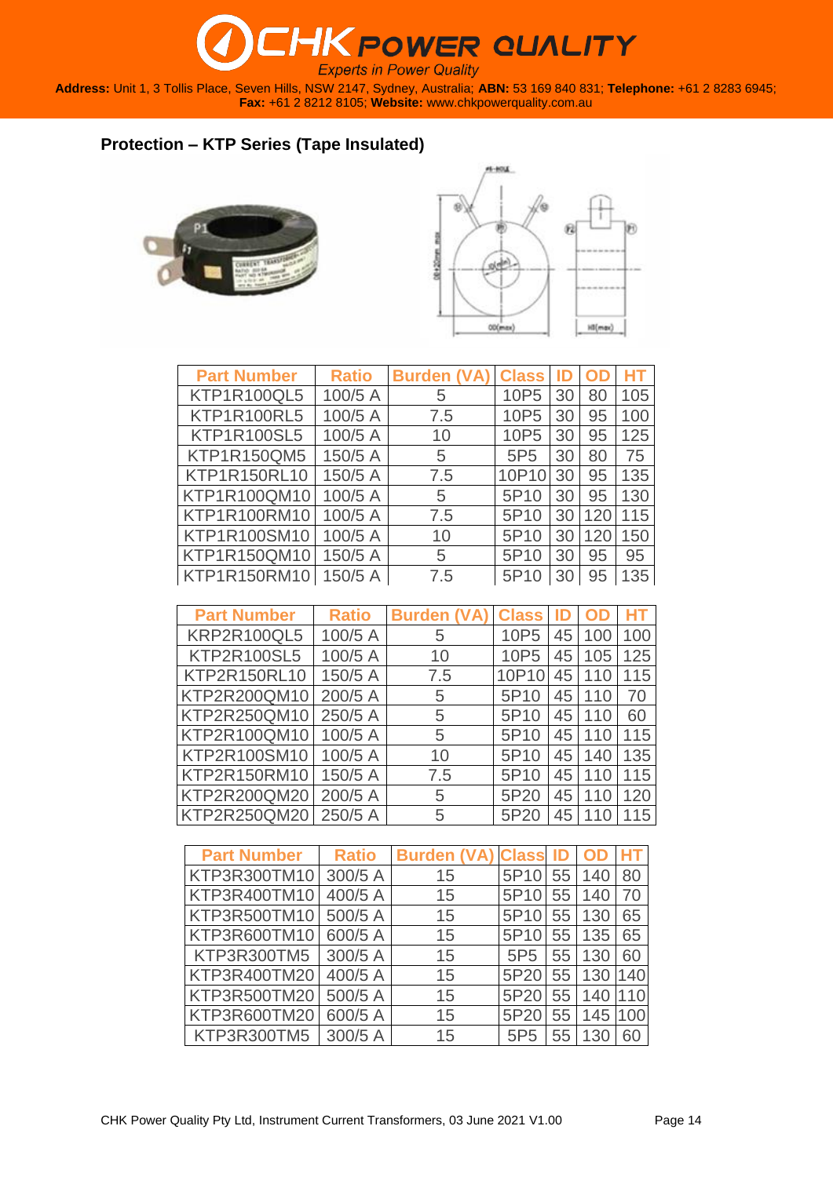## Protection – KTP Series (Tape Insulated)

| Part Number | Ratio | Burden (VA) | Class | ID | OD | HT |
|---|---|---|---|---|---|---|
| KTP1R100QL5 | 100/5 A | 5 | 10P5 | 30 | 80 | 105 |
| KTP1R100RL5 | 100/5 A | 7.5 | 10P5 | 30 | 95 | 100 |
| KTP1R100SL5 | 100/5 A | 10 | 10P5 | 30 | 95 | 125 |
| KTP1R150QM5 | 150/5 A | 5 | 5P5 | 30 | 80 | 75 |
| KTP1R150RL10 | 150/5 A | 7.5 | 10P10 | 30 | 95 | 135 |
| KTP1R100QM10 | 100/5 A | 5 | 5P10 | 30 | 95 | 130 |
| KTP1R100RM10 | 100/5 A | 7.5 | 5P10 | 30 | 120 | 115 |
| KTP1R100SM10 | 100/5 A | 10 | 5P10 | 30 | 120 | 150 |
| KTP1R150QM10 | 150/5 A | 5 | 5P10 | 30 | 95 | 95 |
| KTP1R150RM10 | 150/5 A | 7.5 | 5P10 | 30 | 95 | 135 |

| Part Number | Ratio | Burden (VA) | Class | ID | OD | HT |
|---|---|---|---|---|---|---|
| KRP2R100QL5 | 100/5 A | 5 | 10P5 | 45 | 100 | 100 |
| KTP2R100SL5 | 100/5 A | 10 | 10P5 | 45 | 105 | 125 |
| KTP2R150RL10 | 150/5 A | 7.5 | 10P10 | 45 | 110 | 115 |
| KTP2R200QM10 | 200/5 A | 5 | 5P10 | 45 | 110 | 70 |
| KTP2R250QM10 | 250/5 A | 5 | 5P10 | 45 | 110 | 60 |
| KTP2R100QM10 | 100/5 A | 5 | 5P10 | 45 | 110 | 115 |
| KTP2R100SM10 | 100/5 A | 10 | 5P10 | 45 | 140 | 135 |
| KTP2R150RM10 | 150/5 A | 7.5 | 5P10 | 45 | 110 | 115 |
| KTP2R200QM20 | 200/5 A | 5 | 5P20 | 45 | 110 | 120 |
| KTP2R250QM20 | 250/5 A | 5 | 5P20 | 45 | 110 | 115 |

| Part Number | Ratio | Burden (VA) | Class | ID | OD | HT |
|---|---|---|---|---|---|---|
| KTP3R300TM10 | 300/5 A | 15 | 5P10 | 55 | 140 | 80 |
| KTP3R400TM10 | 400/5 A | 15 | 5P10 | 55 | 140 | 70 |
| KTP3R500TM10 | 500/5 A | 15 | 5P10 | 55 | 130 | 65 |
| KTP3R600TM10 | 600/5 A | 15 | 5P10 | 55 | 135 | 65 |
| KTP3R300TM5 | 300/5 A | 15 | 5P5 | 55 | 130 | 60 |
| KTP3R400TM20 | 400/5 A | 15 | 5P20 | 55 | 130 | 140 |
| KTP3R500TM20 | 500/5 A | 15 | 5P20 | 55 | 140 | 110 |
| KTP3R600TM20 | 600/5 A | 15 | 5P20 | 55 | 145 | 100 |
| KTP3R300TM5 | 300/5 A | 15 | 5P5 | 55 | 130 | 60 |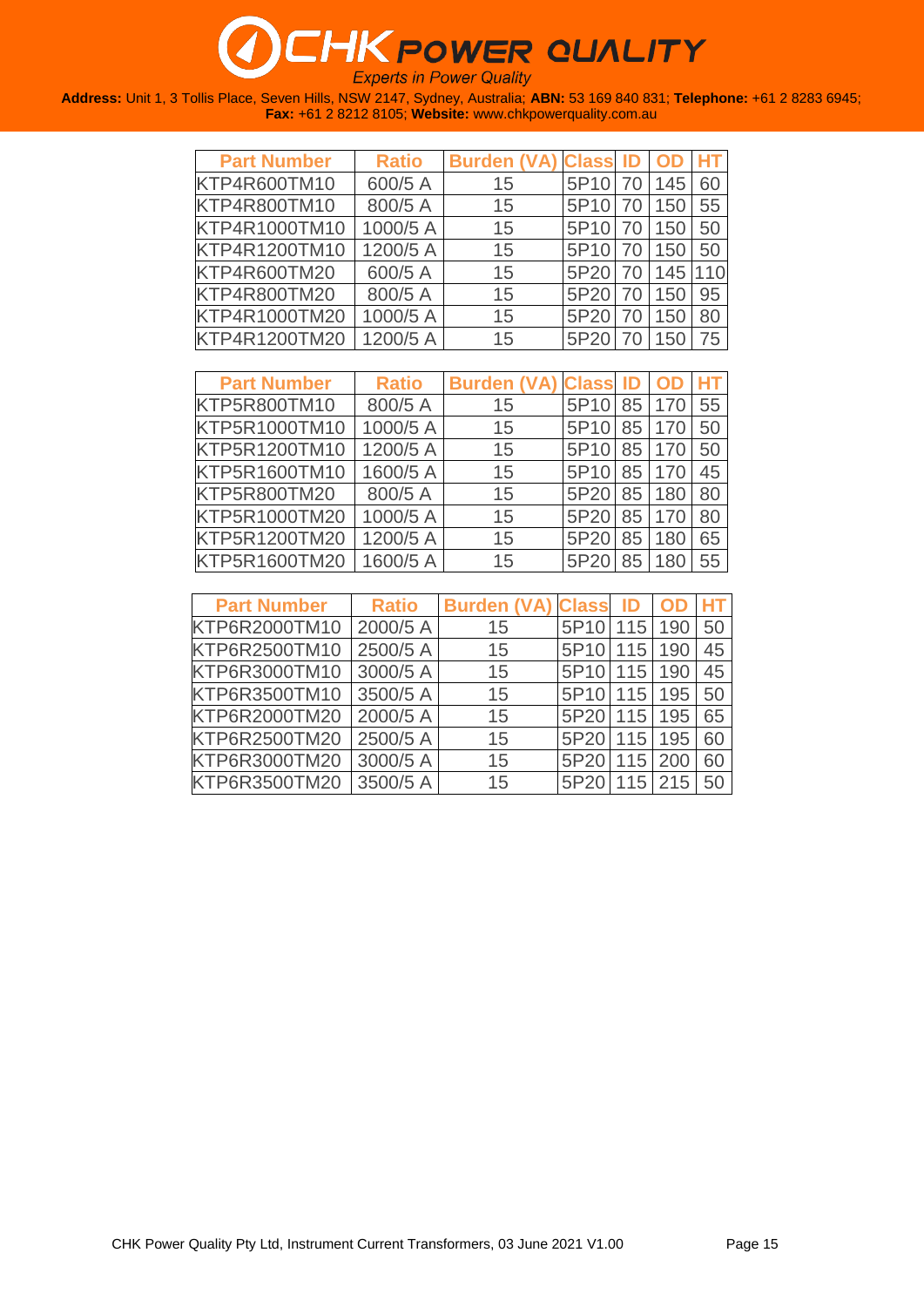| Part Number | Ratio | Burden (VA) | Class | ID | OD | HT |
|---|---|---|---|---|---|---|
| KTP4R600TM10 | 600/5 A | 15 | 5P10 | 70 | 145 | 60 |
| KTP4R800TM10 | 800/5 A | 15 | 5P10 | 70 | 150 | 55 |
| KTP4R1000TM10 | 1000/5 A | 15 | 5P10 | 70 | 150 | 50 |
| KTP4R1200TM10 | 1200/5 A | 15 | 5P10 | 70 | 150 | 50 |
| KTP4R600TM20 | 600/5 A | 15 | 5P20 | 70 | 145 | 110 |
| KTP4R800TM20 | 800/5 A | 15 | 5P20 | 70 | 150 | 95 |
| KTP4R1000TM20 | 1000/5 A | 15 | 5P20 | 70 | 150 | 80 |
| KTP4R1200TM20 | 1200/5 A | 15 | 5P20 | 70 | 150 | 75 |

| Part Number | Ratio | Burden (VA) | Class | ID | OD | HT |
|---|---|---|---|---|---|---|
| KTP5R800TM10 | 800/5 A | 15 | 5P10 | 85 | 170 | 55 |
| KTP5R1000TM10 | 1000/5 A | 15 | 5P10 | 85 | 170 | 50 |
| KTP5R1200TM10 | 1200/5 A | 15 | 5P10 | 85 | 170 | 50 |
| KTP5R1600TM10 | 1600/5 A | 15 | 5P10 | 85 | 170 | 45 |
| KTP5R800TM20 | 800/5 A | 15 | 5P20 | 85 | 180 | 80 |
| KTP5R1000TM20 | 1000/5 A | 15 | 5P20 | 85 | 170 | 80 |
| KTP5R1200TM20 | 1200/5 A | 15 | 5P20 | 85 | 180 | 65 |
| KTP5R1600TM20 | 1600/5 A | 15 | 5P20 | 85 | 180 | 55 |

| Part Number | Ratio | Burden (VA) | Class | ID | OD | HT |
|---|---|---|---|---|---|---|
| KTP6R2000TM10 | 2000/5 A | 15 | 5P10 | 115 | 190 | 50 |
| KTP6R2500TM10 | 2500/5 A | 15 | 5P10 | 115 | 190 | 45 |
| KTP6R3000TM10 | 3000/5 A | 15 | 5P10 | 115 | 190 | 45 |
| KTP6R3500TM10 | 3500/5 A | 15 | 5P10 | 115 | 195 | 50 |
| KTP6R2000TM20 | 2000/5 A | 15 | 5P20 | 115 | 195 | 65 |
| KTP6R2500TM20 | 2500/5 A | 15 | 5P20 | 115 | 195 | 60 |
| KTP6R3000TM20 | 3000/5 A | 15 | 5P20 | 115 | 200 | 60 |
| KTP6R3500TM20 | 3500/5 A | 15 | 5P20 | 115 | 215 | 50 |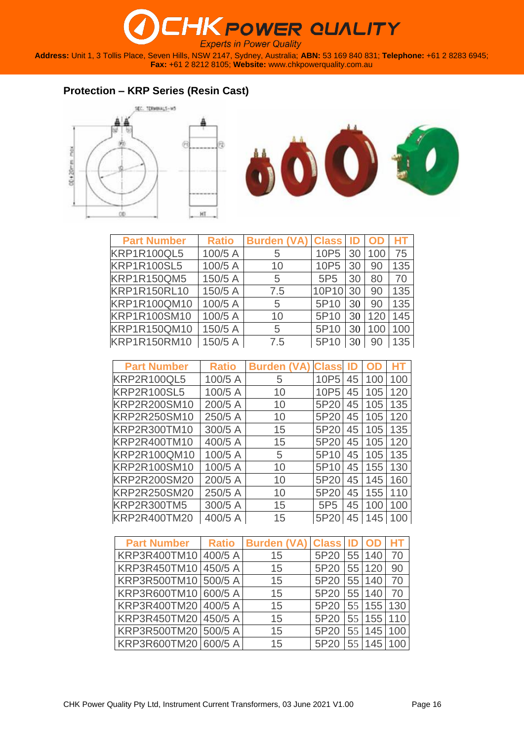## Protection – KRP Series (Resin Cast)

| Part Number | Ratio | Burden (VA) | Class | ID | OD | HT |
|---|---|---|---|---|---|---|
| KRP1R100QL5 | 100/5 A | 5 | 10P5 | 30 | 100 | 75 |
| KRP1R100SL5 | 100/5 A | 10 | 10P5 | 30 | 90 | 135 |
| KRP1R150QM5 | 150/5 A | 5 | 5P5 | 30 | 80 | 70 |
| KRP1R150RL10 | 150/5 A | 7.5 | 10P10 | 30 | 90 | 135 |
| KRP1R100QM10 | 100/5 A | 5 | 5P10 | 30 | 90 | 135 |
| KRP1R100SM10 | 100/5 A | 10 | 5P10 | 30 | 120 | 145 |
| KRP1R150QM10 | 150/5 A | 5 | 5P10 | 30 | 100 | 100 |
| KRP1R150RM10 | 150/5 A | 7.5 | 5P10 | 30 | 90 | 135 |

| Part Number | Ratio | Burden (VA) | Class | ID | OD | HT |
|---|---|---|---|---|---|---|
| KRP2R100QL5 | 100/5 A | 5 | 10P5 | 45 | 100 | 100 |
| KRP2R100SL5 | 100/5 A | 10 | 10P5 | 45 | 105 | 120 |
| KRP2R200SM10 | 200/5 A | 10 | 5P20 | 45 | 105 | 135 |
| KRP2R250SM10 | 250/5 A | 10 | 5P20 | 45 | 105 | 120 |
| KRP2R300TM10 | 300/5 A | 15 | 5P20 | 45 | 105 | 135 |
| KRP2R400TM10 | 400/5 A | 15 | 5P20 | 45 | 105 | 120 |
| KRP2R100QM10 | 100/5 A | 5 | 5P10 | 45 | 105 | 135 |
| KRP2R100SM10 | 100/5 A | 10 | 5P10 | 45 | 155 | 130 |
| KRP2R200SM20 | 200/5 A | 10 | 5P20 | 45 | 145 | 160 |
| KRP2R250SM20 | 250/5 A | 10 | 5P20 | 45 | 155 | 110 |
| KRP2R300TM5 | 300/5 A | 15 | 5P5 | 45 | 100 | 100 |
| KRP2R400TM20 | 400/5 A | 15 | 5P20 | 45 | 145 | 100 |

| Part Number | Ratio | Burden (VA) | Class | ID | OD | HT |
|---|---|---|---|---|---|---|
| KRP3R400TM10 | 400/5 A | 15 | 5P20 | 55 | 140 | 70 |
| KRP3R450TM10 | 450/5 A | 15 | 5P20 | 55 | 120 | 90 |
| KRP3R500TM10 | 500/5 A | 15 | 5P20 | 55 | 140 | 70 |
| KRP3R600TM10 | 600/5 A | 15 | 5P20 | 55 | 140 | 70 |
| KRP3R400TM20 | 400/5 A | 15 | 5P20 | 55 | 155 | 130 |
| KRP3R450TM20 | 450/5 A | 15 | 5P20 | 55 | 155 | 110 |
| KRP3R500TM20 | 500/5 A | 15 | 5P20 | 55 | 145 | 100 |
| KRP3R600TM20 | 600/5 A | 15 | 5P20 | 55 | 145 | 100 |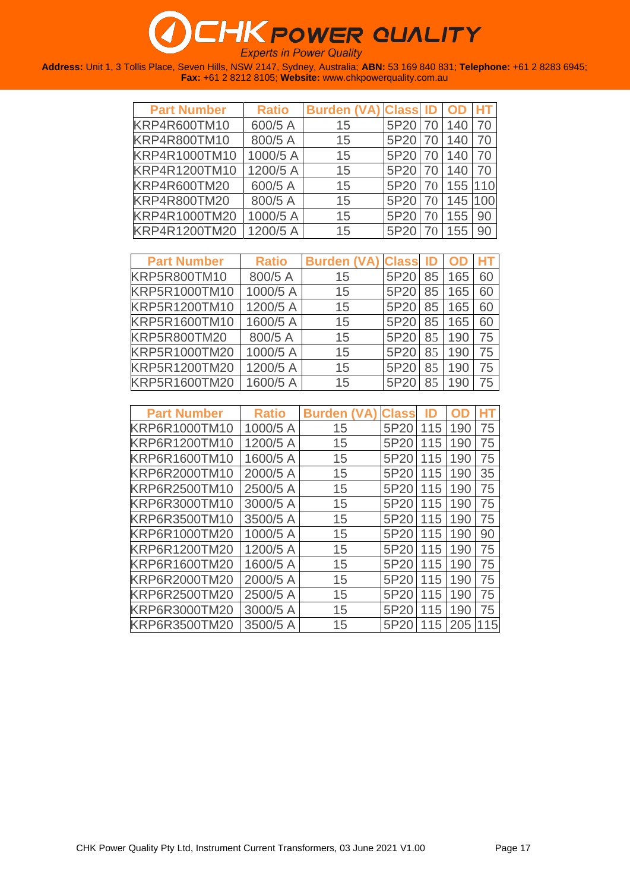| Part Number | Ratio | Burden (VA) | Class | ID | OD | HT |
|---|---|---|---|---|---|---|
| KRP4R600TM10 | 600/5 A | 15 | 5P20 | 70 | 140 | 70 |
| KRP4R800TM10 | 800/5 A | 15 | 5P20 | 70 | 140 | 70 |
| KRP4R1000TM10 | 1000/5 A | 15 | 5P20 | 70 | 140 | 70 |
| KRP4R1200TM10 | 1200/5 A | 15 | 5P20 | 70 | 140 | 70 |
| KRP4R600TM20 | 600/5 A | 15 | 5P20 | 70 | 155 | 110 |
| KRP4R800TM20 | 800/5 A | 15 | 5P20 | 70 | 145 | 100 |
| KRP4R1000TM20 | 1000/5 A | 15 | 5P20 | 70 | 155 | 90 |
| KRP4R1200TM20 | 1200/5 A | 15 | 5P20 | 70 | 155 | 90 |

| Part Number | Ratio | Burden (VA) | Class | ID | OD | HT |
|---|---|---|---|---|---|---|
| KRP5R800TM10 | 800/5 A | 15 | 5P20 | 85 | 165 | 60 |
| KRP5R1000TM10 | 1000/5 A | 15 | 5P20 | 85 | 165 | 60 |
| KRP5R1200TM10 | 1200/5 A | 15 | 5P20 | 85 | 165 | 60 |
| KRP5R1600TM10 | 1600/5 A | 15 | 5P20 | 85 | 165 | 60 |
| KRP5R800TM20 | 800/5 A | 15 | 5P20 | 85 | 190 | 75 |
| KRP5R1000TM20 | 1000/5 A | 15 | 5P20 | 85 | 190 | 75 |
| KRP5R1200TM20 | 1200/5 A | 15 | 5P20 | 85 | 190 | 75 |
| KRP5R1600TM20 | 1600/5 A | 15 | 5P20 | 85 | 190 | 75 |

| Part Number | Ratio | Burden (VA) | Class | ID | OD | HT |
|---|---|---|---|---|---|---|
| KRP6R1000TM10 | 1000/5 A | 15 | 5P20 | 115 | 190 | 75 |
| KRP6R1200TM10 | 1200/5 A | 15 | 5P20 | 115 | 190 | 75 |
| KRP6R1600TM10 | 1600/5 A | 15 | 5P20 | 115 | 190 | 75 |
| KRP6R2000TM10 | 2000/5 A | 15 | 5P20 | 115 | 190 | 35 |
| KRP6R2500TM10 | 2500/5 A | 15 | 5P20 | 115 | 190 | 75 |
| KRP6R3000TM10 | 3000/5 A | 15 | 5P20 | 115 | 190 | 75 |
| KRP6R3500TM10 | 3500/5 A | 15 | 5P20 | 115 | 190 | 75 |
| KRP6R1000TM20 | 1000/5 A | 15 | 5P20 | 115 | 190 | 90 |
| KRP6R1200TM20 | 1200/5 A | 15 | 5P20 | 115 | 190 | 75 |
| KRP6R1600TM20 | 1600/5 A | 15 | 5P20 | 115 | 190 | 75 |
| KRP6R2000TM20 | 2000/5 A | 15 | 5P20 | 115 | 190 | 75 |
| KRP6R2500TM20 | 2500/5 A | 15 | 5P20 | 115 | 190 | 75 |
| KRP6R3000TM20 | 3000/5 A | 15 | 5P20 | 115 | 190 | 75 |
| KRP6R3500TM20 | 3500/5 A | 15 | 5P20 | 115 | 205 | 115 |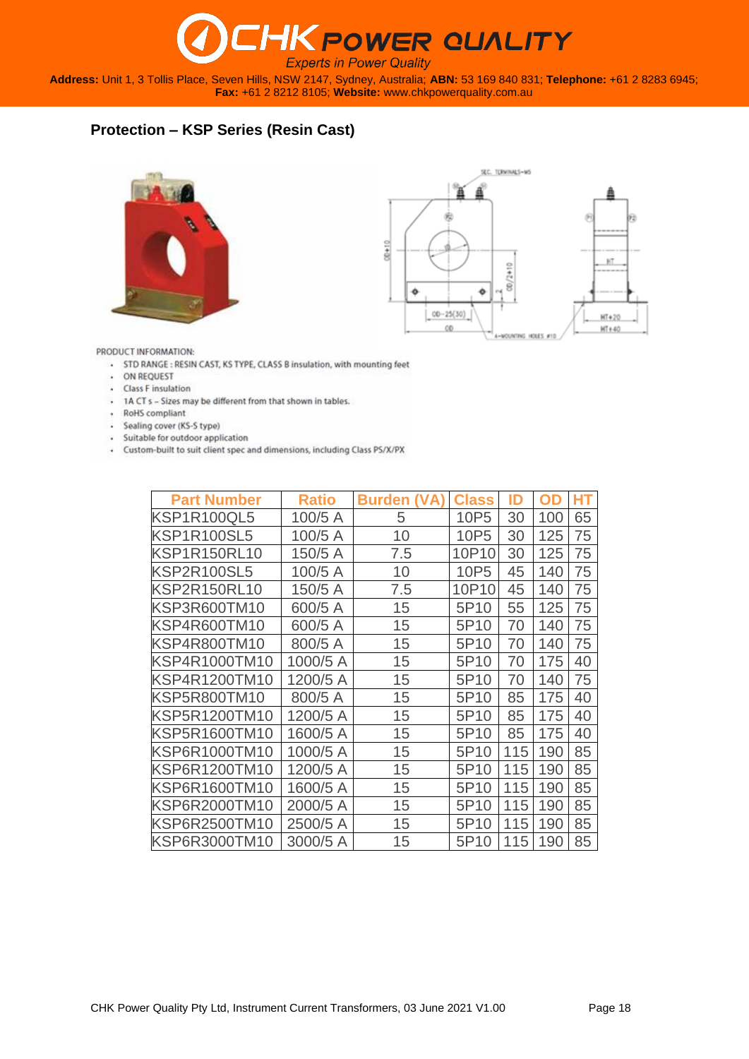## Protection – KSP Series (Resin Cast)

PRODUCT INFORMATION:

- STD RANGE : RESIN CAST, KS TYPE, CLASS B insulation, with mounting feet
- ON REQUEST
- Class F insulation
- 1A CT s – Sizes may be different from that shown in tables.
- RoHS compliant
- Sealing cover (KS-S type)
- Suitable for outdoor application
- Custom-built to suit client spec and dimensions, including Class PS/X/PX

| Part Number | Ratio | Burden (VA) | Class | ID | OD | HT |
|---|---|---|---|---|---|---|
| KSP1R100QL5 | 100/5 A | 5 | 10P5 | 30 | 100 | 65 |
| KSP1R100SL5 | 100/5 A | 10 | 10P5 | 30 | 125 | 75 |
| KSP1R150RL10 | 150/5 A | 7.5 | 10P10 | 30 | 125 | 75 |
| KSP2R100SL5 | 100/5 A | 10 | 10P5 | 45 | 140 | 75 |
| KSP2R150RL10 | 150/5 A | 7.5 | 10P10 | 45 | 140 | 75 |
| KSP3R600TM10 | 600/5 A | 15 | 5P10 | 55 | 125 | 75 |
| KSP4R600TM10 | 600/5 A | 15 | 5P10 | 70 | 140 | 75 |
| KSP4R800TM10 | 800/5 A | 15 | 5P10 | 70 | 140 | 75 |
| KSP4R1000TM10 | 1000/5 A | 15 | 5P10 | 70 | 175 | 40 |
| KSP4R1200TM10 | 1200/5 A | 15 | 5P10 | 70 | 140 | 75 |
| KSP5R800TM10 | 800/5 A | 15 | 5P10 | 85 | 175 | 40 |
| KSP5R1200TM10 | 1200/5 A | 15 | 5P10 | 85 | 175 | 40 |
| KSP5R1600TM10 | 1600/5 A | 15 | 5P10 | 85 | 175 | 40 |
| KSP6R1000TM10 | 1000/5 A | 15 | 5P10 | 115 | 190 | 85 |
| KSP6R1200TM10 | 1200/5 A | 15 | 5P10 | 115 | 190 | 85 |
| KSP6R1600TM10 | 1600/5 A | 15 | 5P10 | 115 | 190 | 85 |
| KSP6R2000TM10 | 2000/5 A | 15 | 5P10 | 115 | 190 | 85 |
| KSP6R2500TM10 | 2500/5 A | 15 | 5P10 | 115 | 190 | 85 |
| KSP6R3000TM10 | 3000/5 A | 15 | 5P10 | 115 | 190 | 85 |